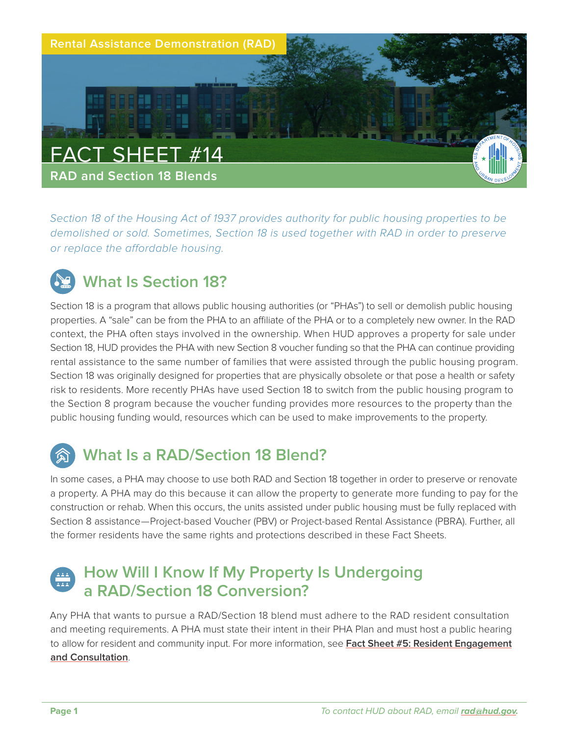Rental Assistance Demonstration (RAD)

# FACT SHEET #14

## RAD and Section 18 Blends

*Section 18 of the Housing Act of 1937 provides authority for public housing properties to be demolished or sold. Sometimes, Section 18 is used together with RAD in order to preserve or replace the affordable housing.*

## What Is Section 18?

Section 18 is a program that allows public housing authorities (or "PHAs") to sell or demolish public housing properties. A "sale" can be from the PHA to an affiliate of the PHA or to a completely new owner. In the RAD context, the PHA often stays involved in the ownership. When HUD approves a property for sale under Section 18, HUD provides the PHA with new Section 8 voucher funding so that the PHA can continue providing rental assistance to the same number of families that were assisted through the public housing program. Section 18 was originally designed for properties that are physically obsolete or that pose a health or safety risk to residents. More recently PHAs have used Section 18 to switch from the public housing program to the Section 8 program because the voucher funding provides more resources to the property than the public housing funding would, resources which can be used to make improvements to the property.

## What Is a RAD/Section 18 Blend?

In some cases, a PHA may choose to use both RAD and Section 18 together in order to preserve or renovate a property. A PHA may do this because it can allow the property to generate more funding to pay for the construction or rehab. When this occurs, the units assisted under public housing must be fully replaced with Section 8 assistance—Project-based Voucher (PBV) or Project-based Rental Assistance (PBRA). Further, all the former residents have the same rights and protections described in these Fact Sheets.

## How Will I Know If My Property Is Undergoing a RAD/Section 18 Conversion?

Any PHA that wants to pursue a RAD/Section 18 blend must adhere to the RAD resident consultation and meeting requirements. A PHA must state their intent in their PHA Plan and must host a public hearing to allow for resident and community input. For more information, see **Fact Sheet #5: Resident Engagement and Consultation**.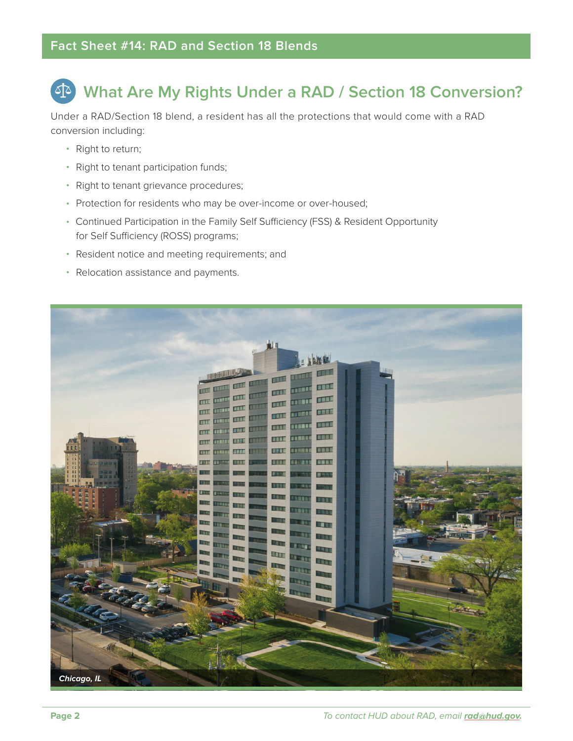## What Are My Rights Under a RAD / Section 18 Conversion?

Under a RAD/Section 18 blend, a resident has all the protections that would come with a RAD conversion including:

- Right to return;
- Right to tenant participation funds;
- Right to tenant grievance procedures;
- Protection for residents who may be over-income or over-housed;
- Continued Participation in the Family Self Sufficiency (FSS) & Resident Opportunity for Self Sufficiency (ROSS) programs;
- Resident notice and meeting requirements; and
- Relocation assistance and payments.

*Chicago, IL*